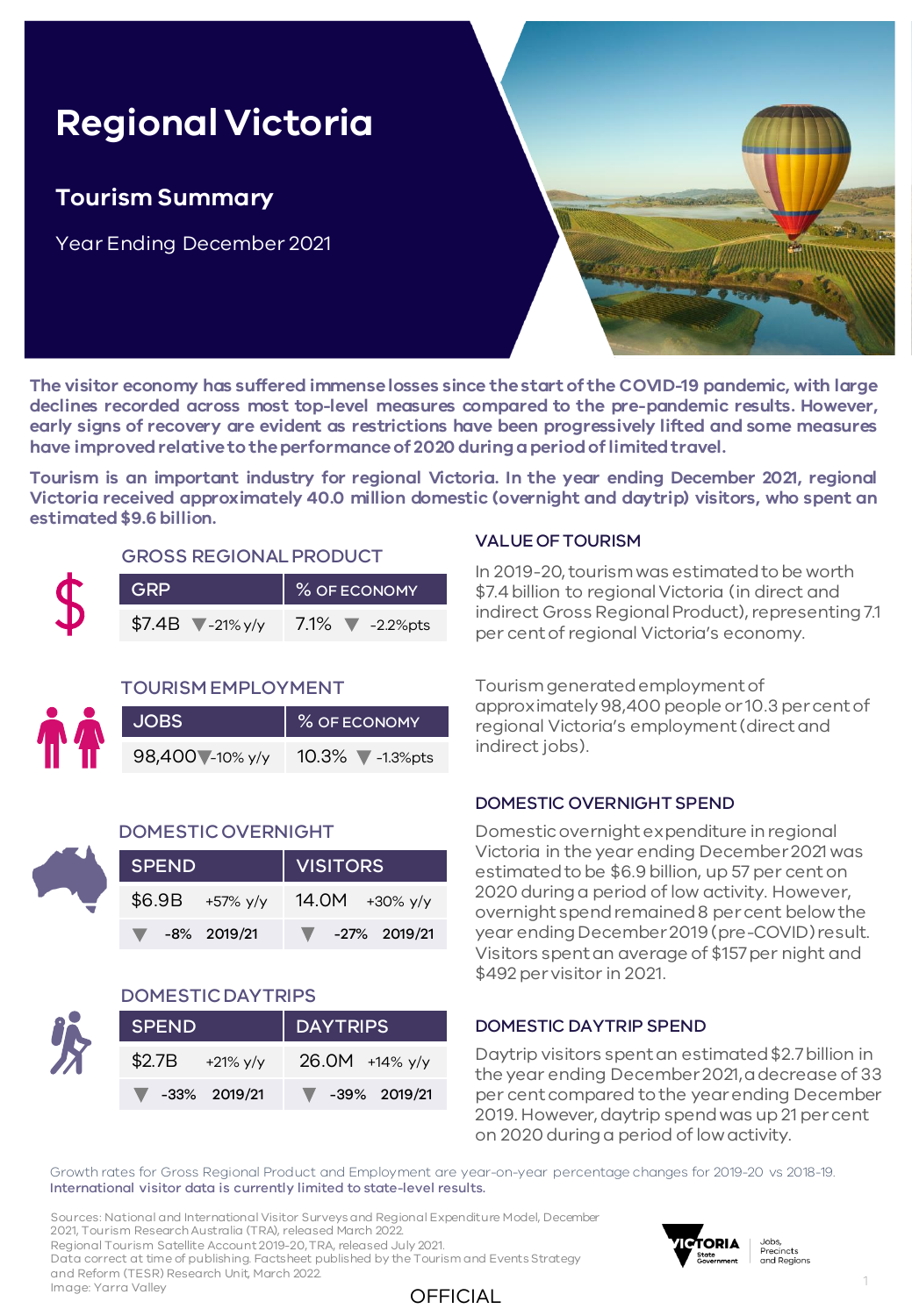# Regional Victoria

## Tourism Summary

Year Ending December 2021

**The visitor economy has suffered immense losses since the start of the COVID-19 pandemic, with large declines recorded across most top-level measures compared to the pre-pandemic results. However, early signs of recovery are evident as restrictions have been progressively lifted and some measures have improved relative to the performance of 2020 during a period of limited travel.**

**Tourism is an important industry for regional Victoria. In the year ending December 2021, regional Victoria received approximately 40.0 million domestic (overnight and daytrip) visitors, who spent an estimated $9.6 billion.**

### GROSS REGIONAL PRODUCT

| GRP | % OF ECONOMY |
|---|---|
| $7.4B ▼ -21% y/y | 7.1% ▼ -2.2%pts |

### TOURISM EMPLOYMENT

| JOBS | % OF ECONOMY |
|---|---|
| 98,400 ▼ -10% y/y | 10.3% ▼ -1.3%pts |

### DOMESTIC OVERNIGHT

| SPEND | VISITORS |
|---|---|
| $6.9B +57% y/y | 14.0M +30% y/y |
| ▼ -8% 2019/21 | ▼ -27% 2019/21 |

### DOMESTIC DAYTRIPS

| SPEND | DAYTRIPS |
|---|---|
| $2.7B +21% y/y | 26.0M +14% y/y |
| ▼ -33% 2019/21 | ▼ -39% 2019/21 |

### VALUE OF TOURISM

In 2019-20, tourism was estimated to be worth $7.4 billion to regional Victoria (in direct and indirect Gross Regional Product), representing 7.1 per cent of regional Victoria's economy.

Tourism generated employment of approximately 98,400 people or 10.3 per cent of regional Victoria's employment (direct and indirect jobs).

### DOMESTIC OVERNIGHT SPEND

Domestic overnight expenditure in regional Victoria in the year ending December 2021 was estimated to be $6.9 billion, up 57 per cent on 2020 during a period of low activity. However, overnight spend remained 8 per cent below the year ending December 2019 (pre-COVID) result. Visitors spent an average of $157 per night and $492 per visitor in 2021.

### DOMESTIC DAYTRIP SPEND

Daytrip visitors spent an estimated $2.7 billion in the year ending December 2021, a decrease of 33 per cent compared to the year ending December 2019. However, daytrip spend was up 21 per cent on 2020 during a period of low activity.

Growth rates for Gross Regional Product and Employment are year-on-year percentage changes for 2019-20 vs 2018-19.
International visitor data is currently limited to state-level results.

Sources: National and International Visitor Surveys and Regional Expenditure Model, December 2021, Tourism Research Australia (TRA), released March 2022.
Regional Tourism Satellite Account 2019-20, TRA, released July 2021.
Data correct at time of publishing. Factsheet published by the Tourism and Events Strategy and Reform (TESR) Research Unit, March 2022.
Image: Yarra Valley

OFFICIAL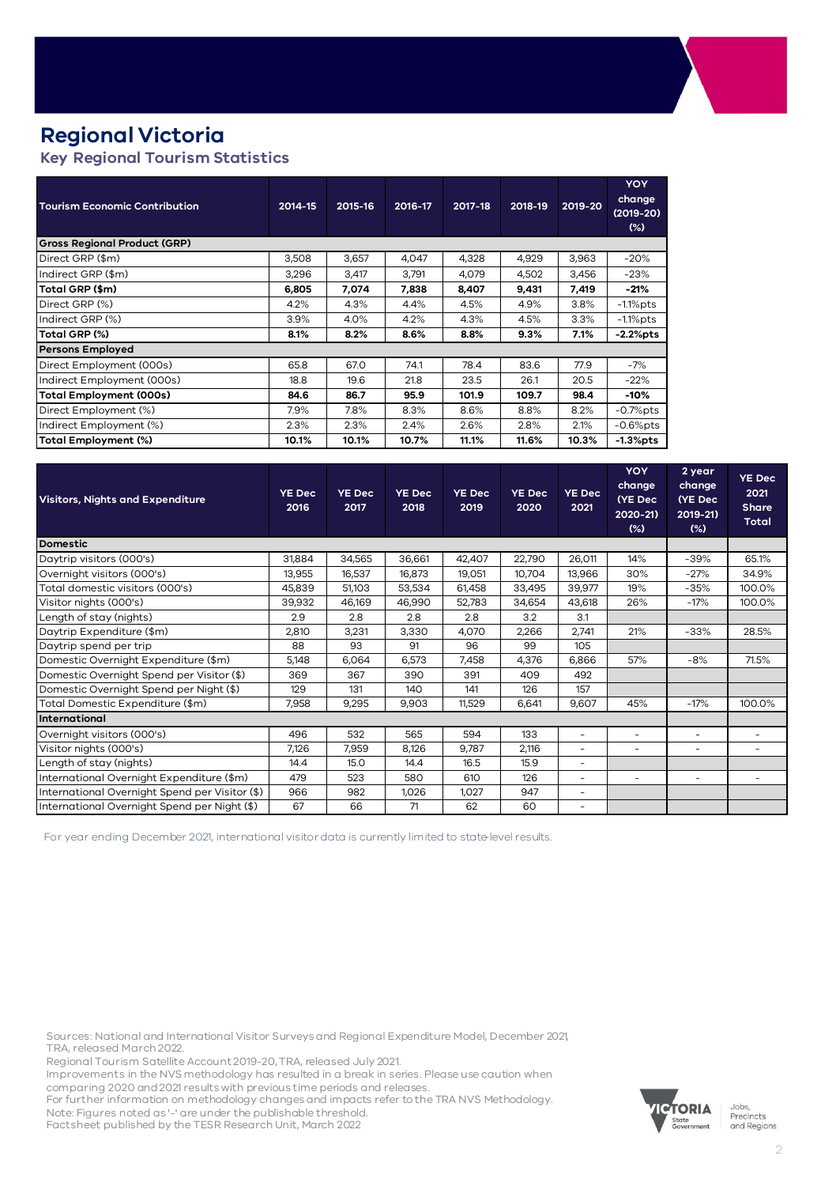# Regional Victoria

## Key Regional Tourism Statistics

| Tourism Economic Contribution | 2014-15 | 2015-16 | 2016-17 | 2017-18 | 2018-19 | 2019-20 | YOY change (2019-20) (%) |
|---|---|---|---|---|---|---|---|
| **Gross Regional Product (GRP)** | | | | | | | |
| Direct GRP ($m) | 3,508 | 3,657 | 4,047 | 4,328 | 4,929 | 3,963 | -20% |
| Indirect GRP ($m) | 3,296 | 3,417 | 3,791 | 4,079 | 4,502 | 3,456 | -23% |
| **Total GRP ($m)** | **6,805** | **7,074** | **7,838** | **8,407** | **9,431** | **7,419** | **-21%** |
| Direct GRP (%) | 4.2% | 4.3% | 4.4% | 4.5% | 4.9% | 3.8% | -1.1%pts |
| Indirect GRP (%) | 3.9% | 4.0% | 4.2% | 4.3% | 4.5% | 3.3% | -1.1%pts |
| **Total GRP (%)** | **8.1%** | **8.2%** | **8.6%** | **8.8%** | **9.3%** | **7.1%** | **-2.2%pts** |
| **Persons Employed** | | | | | | | |
| Direct Employment (000s) | 65.8 | 67.0 | 74.1 | 78.4 | 83.6 | 77.9 | -7% |
| Indirect Employment (000s) | 18.8 | 19.6 | 21.8 | 23.5 | 26.1 | 20.5 | -22% |
| **Total Employment (000s)** | **84.6** | **86.7** | **95.9** | **101.9** | **109.7** | **98.4** | **-10%** |
| Direct Employment (%) | 7.9% | 7.8% | 8.3% | 8.6% | 8.8% | 8.2% | -0.7%pts |
| Indirect Employment (%) | 2.3% | 2.3% | 2.4% | 2.6% | 2.8% | 2.1% | -0.6%pts |
| **Total Employment (%)** | **10.1%** | **10.1%** | **10.7%** | **11.1%** | **11.6%** | **10.3%** | **-1.3%pts** |

| Visitors, Nights and Expenditure | YE Dec 2016 | YE Dec 2017 | YE Dec 2018 | YE Dec 2019 | YE Dec 2020 | YE Dec 2021 | YOY change (YE Dec 2020-21) (%) | 2 year change (YE Dec 2019-21) (%) | YE Dec 2021 Share Total |
|---|---|---|---|---|---|---|---|---|---|
| **Domestic** | | | | | | | | | |
| Daytrip visitors (000's) | 31,884 | 34,565 | 36,661 | 42,407 | 22,790 | 26,011 | 14% | -39% | 65.1% |
| Overnight visitors (000's) | 13,955 | 16,537 | 16,873 | 19,051 | 10,704 | 13,966 | 30% | -27% | 34.9% |
| Total domestic visitors (000's) | 45,839 | 51,103 | 53,534 | 61,458 | 33,495 | 39,977 | 19% | -35% | 100.0% |
| Visitor nights (000's) | 39,932 | 46,169 | 46,990 | 52,783 | 34,654 | 43,618 | 26% | -17% | 100.0% |
| Length of stay (nights) | 2.9 | 2.8 | 2.8 | 2.8 | 3.2 | 3.1 | | | |
| Daytrip Expenditure ($m) | 2,810 | 3,231 | 3,330 | 4,070 | 2,266 | 2,741 | 21% | -33% | 28.5% |
| Daytrip spend per trip | 88 | 93 | 91 | 96 | 99 | 105 | | | |
| Domestic Overnight Expenditure ($m) | 5,148 | 6,064 | 6,573 | 7,458 | 4,376 | 6,866 | 57% | -8% | 71.5% |
| Domestic Overnight Spend per Visitor ($) | 369 | 367 | 390 | 391 | 409 | 492 | | | |
| Domestic Overnight Spend per Night ($) | 129 | 131 | 140 | 141 | 126 | 157 | | | |
| Total Domestic Expenditure ($m) | 7,958 | 9,295 | 9,903 | 11,529 | 6,641 | 9,607 | 45% | -17% | 100.0% |
| **International** | | | | | | | | | |
| Overnight visitors (000's) | 496 | 532 | 565 | 594 | 133 | - | - | - | - |
| Visitor nights (000's) | 7,126 | 7,959 | 8,126 | 9,787 | 2,116 | - | - | - | - |
| Length of stay (nights) | 14.4 | 15.0 | 14.4 | 16.5 | 15.9 | - | | | |
| International Overnight Expenditure ($m) | 479 | 523 | 580 | 610 | 126 | - | - | - | - |
| International Overnight Spend per Visitor ($) | 966 | 982 | 1,026 | 1,027 | 947 | - | | | |
| International Overnight Spend per Night ($) | 67 | 66 | 71 | 62 | 60 | - | | | |

For year ending December 2021, international visitor data is currently limited to state-level results.

Sources: National and International Visitor Surveys and Regional Expenditure Model, December 2021, TRA, released March 2022.
Regional Tourism Satellite Account 2019-20, TRA, released July 2021.
Improvements in the NVS methodology has resulted in a break in series. Please use caution when comparing 2020 and 2021 results with previous time periods and releases.
For further information on methodology changes and impacts refer to the TRA NVS Methodology.
Note: Figures noted as '-' are under the publishable threshold.
Factsheet published by the TESR Research Unit, March 2022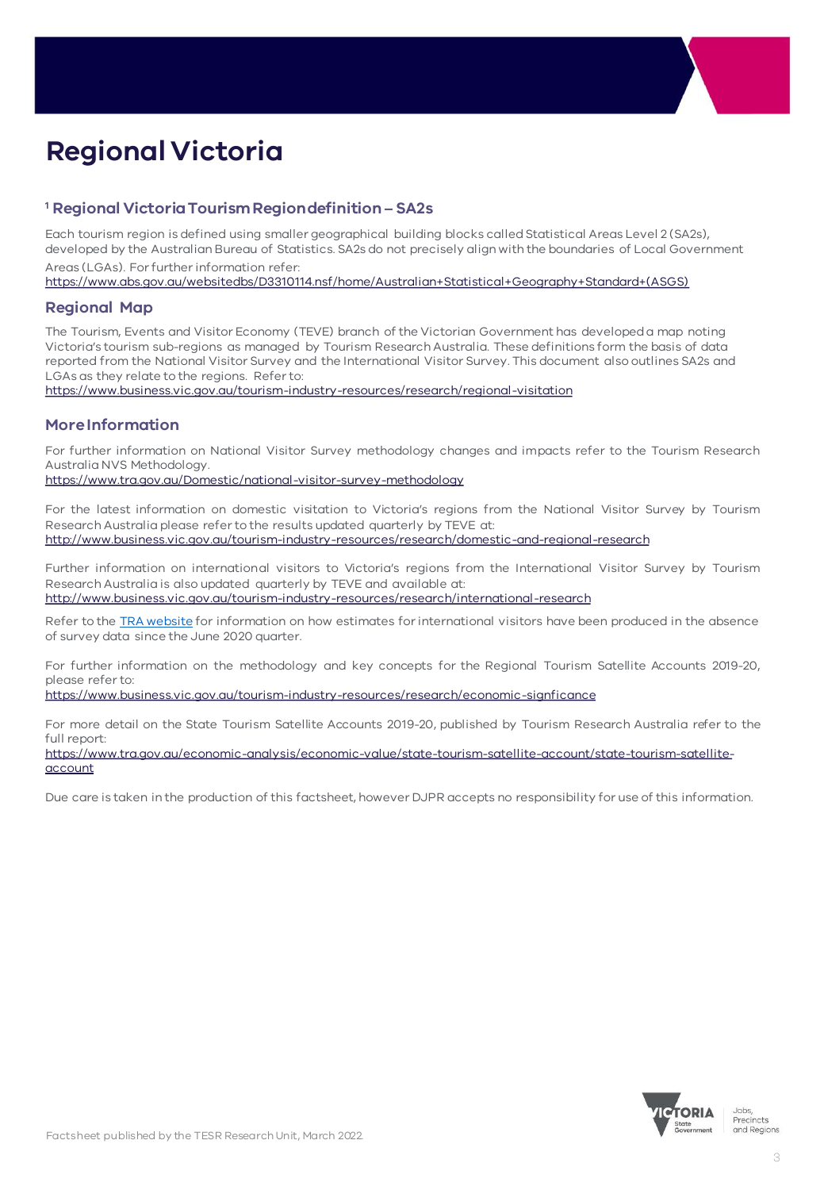# Regional Victoria

### [1] Regional Victoria Tourism Region definition – SA2s

Each tourism region is defined using smaller geographical building blocks called Statistical Areas Level 2 (SA2s), developed by the Australian Bureau of Statistics. SA2s do not precisely align with the boundaries of Local Government Areas (LGAs). For further information refer:
https://www.abs.gov.au/websitedbs/D3310114.nsf/home/Australian+Statistical+Geography+Standard+(ASGS)

### Regional Map

The Tourism, Events and Visitor Economy (TEVE) branch of the Victorian Government has developed a map noting Victoria's tourism sub-regions as managed by Tourism Research Australia. These definitions form the basis of data reported from the National Visitor Survey and the International Visitor Survey. This document also outlines SA2s and LGAs as they relate to the regions. Refer to:
https://www.business.vic.gov.au/tourism-industry-resources/research/regional-visitation

### More Information

For further information on National Visitor Survey methodology changes and impacts refer to the Tourism Research Australia NVS Methodology.
https://www.tra.gov.au/Domestic/national-visitor-survey-methodology

For the latest information on domestic visitation to Victoria's regions from the National Visitor Survey by Tourism Research Australia please refer to the results updated quarterly by TEVE at:
http://www.business.vic.gov.au/tourism-industry-resources/research/domestic-and-regional-research

Further information on international visitors to Victoria's regions from the International Visitor Survey by Tourism Research Australia is also updated quarterly by TEVE and available at:
http://www.business.vic.gov.au/tourism-industry-resources/research/international-research

Refer to the TRA website for information on how estimates for international visitors have been produced in the absence of survey data since the June 2020 quarter.

For further information on the methodology and key concepts for the Regional Tourism Satellite Accounts 2019-20, please refer to:
https://www.business.vic.gov.au/tourism-industry-resources/research/economic-signficance

For more detail on the State Tourism Satellite Accounts 2019-20, published by Tourism Research Australia refer to the full report:
https://www.tra.gov.au/economic-analysis/economic-value/state-tourism-satellite-account/state-tourism-satellite-account

Due care is taken in the production of this factsheet, however DJPR accepts no responsibility for use of this information.

Factsheet published by the TESR Research Unit, March 2022.